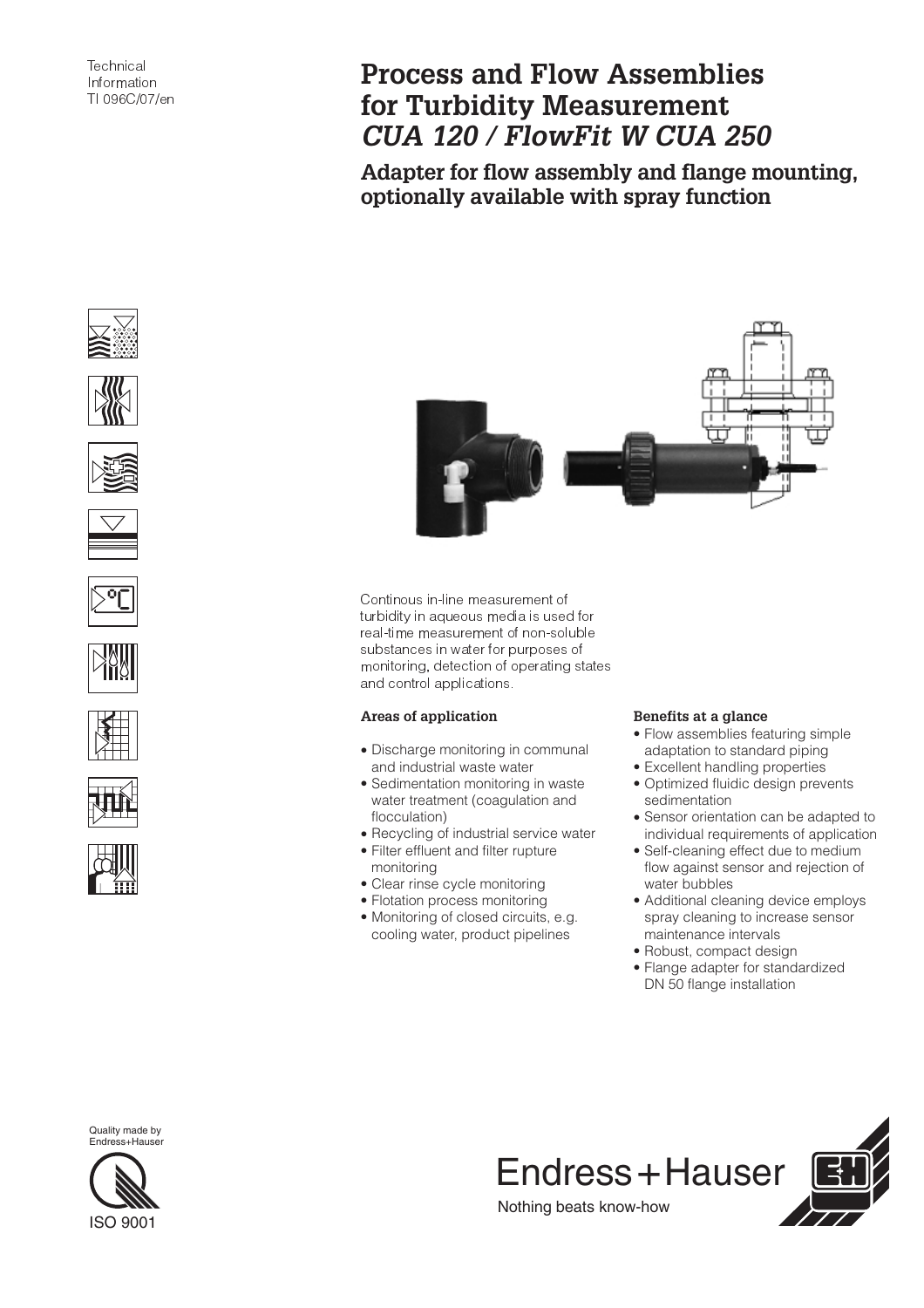Technical Information TI 096C/07/en

# Process and Flow Assemblies for Turbidity Measurement *CUA 120 / FlowFit W CUA 250*

## Adapter for flow assembly and flange mounting, optionally available with spray function

Continous in-line measurement of turbidity in aqueous media is used for real-time measurement of non-soluble substances in water for purposes of monitoring, detection of operating states and control applications.

### Areas of application

- Discharge monitoring in communal and industrial waste water
- Sedimentation monitoring in waste water treatment (coagulation and flocculation)
- Recycling of industrial service water
- Filter effluent and filter rupture monitoring
- Clear rinse cycle monitoring
- Flotation process monitoring
- Monitoring of closed circuits, e.g. cooling water, product pipelines

### Benefits at a glance

- Flow assemblies featuring simple adaptation to standard piping
- Excellent handling properties
- Optimized fluidic design prevents sedimentation
- Sensor orientation can be adapted to individual requirements of application
- Self-cleaning effect due to medium flow against sensor and rejection of water bubbles
- Additional cleaning device employs spray cleaning to increase sensor maintenance intervals
- Robust, compact design
- Flange adapter for standardized DN 50 flange installation

Quality made by Endress+Hauser

ISO 9001

Endress+Hauser

Nothing beats know-how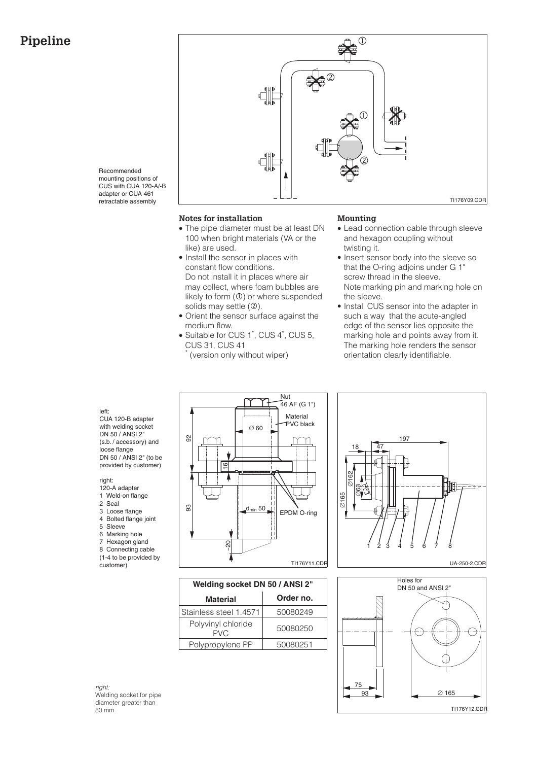# Pipeline

Recommended mounting positions of CUS with CUA 120-A/-B adapter or CUA 461 retractable assembly

### Notes for installation

- The pipe diameter must be at least DN 100 when bright materials (VA or the like) are used.
- Install the sensor in places with constant flow conditions.
  Do not install it in places where air may collect, where foam bubbles are likely to form (①) or where suspended solids may settle (②).
- Orient the sensor surface against the medium flow.
- Suitable for CUS 1*, CUS 4*, CUS 5, CUS 31, CUS 41
  * (version only without wiper)

### Mounting

- Lead connection cable through sleeve and hexagon coupling without twisting it.
- Insert sensor body into the sleeve so that the O-ring adjoins under G 1" screw thread in the sleeve.
  Note marking pin and marking hole on the sleeve.
- Install CUS sensor into the adapter in such a way that the acute-angled edge of the sensor lies opposite the marking hole and points away from it. The marking hole renders the sensor orientation clearly identifiable.

left:
CUA 120-B adapter with welding socket DN 50 / ANSI 2" (s.b. / accessory) and loose flange DN 50 / ANSI 2" (to be provided by customer)

right:
120-A adapter
1 Weld-on flange
2 Seal
3 Loose flange
4 Bolted flange joint
5 Sleeve
6 Marking hole
7 Hexagon gland
8 Connecting cable
(1-4 to be provided by customer)

| Welding socket DN 50 / ANSI 2" | |
|---|---|
| **Material** | **Order no.** |
| Stainless steel 1.4571 | 50080249 |
| Polyvinyl chloride PVC | 50080250 |
| Polypropylene PP | 50080251 |

*right:*
Welding socket for pipe diameter greater than 80 mm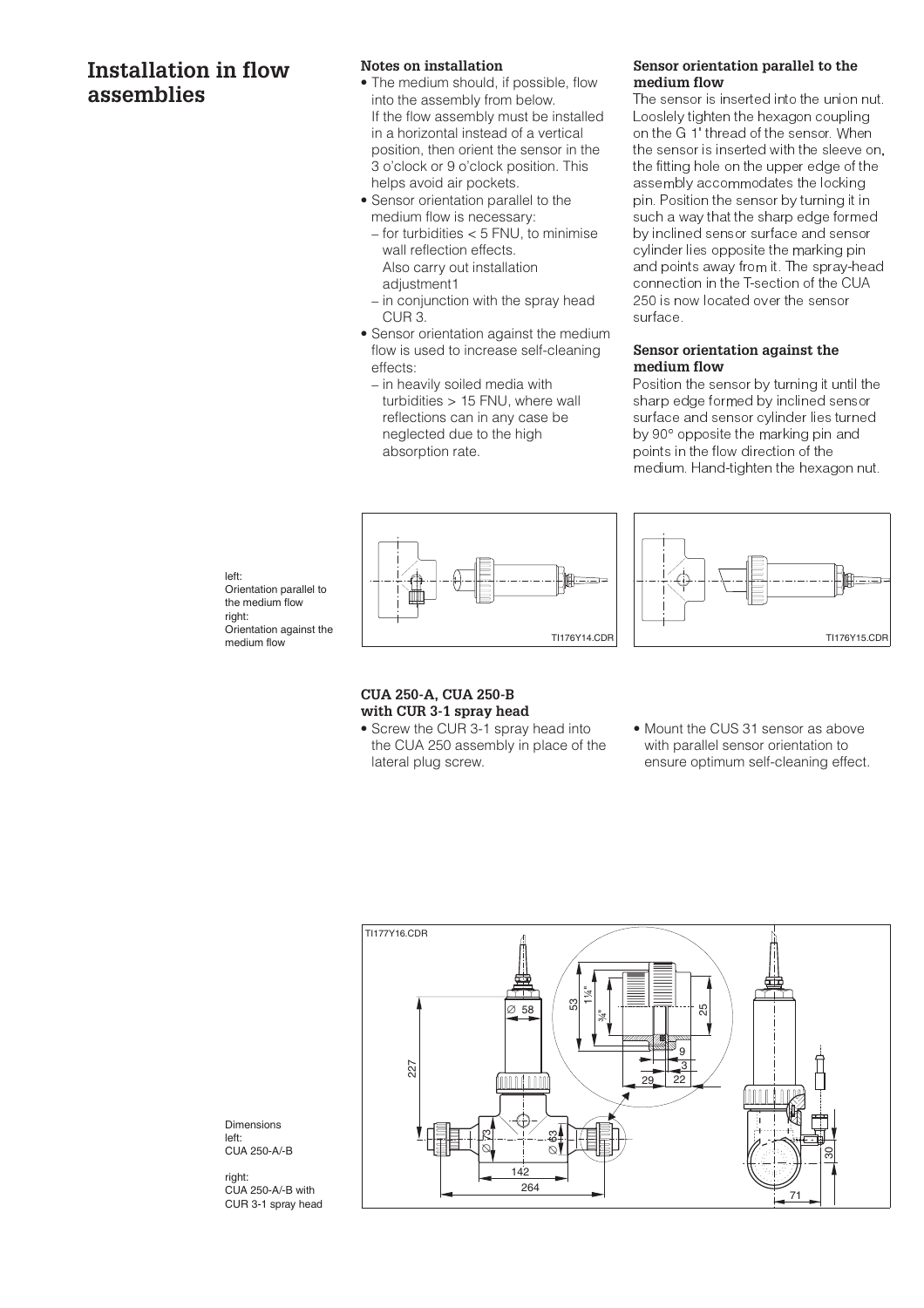# Installation in flow assemblies

### Notes on installation

- The medium should, if possible, flow into the assembly from below. If the flow assembly must be installed in a horizontal instead of a vertical position, then orient the sensor in the 3 o'clock or 9 o'clock position. This helps avoid air pockets.
- Sensor orientation parallel to the medium flow is necessary:
  - for turbidities < 5 FNU, to minimise wall reflection effects. Also carry out installation adjustment1
  - in conjunction with the spray head CUR 3.
- Sensor orientation against the medium flow is used to increase self-cleaning effects:
  - in heavily soiled media with turbidities > 15 FNU, where wall reflections can in any case be neglected due to the high absorption rate.

### Sensor orientation parallel to the medium flow

The sensor is inserted into the union nut. Looslely tighten the hexagon coupling on the G 1' thread of the sensor. When the sensor is inserted with the sleeve on, the fitting hole on the upper edge of the assembly accommodates the locking pin. Position the sensor by turning it in such a way that the sharp edge formed by inclined sensor surface and sensor cylinder lies opposite the marking pin and points away from it. The spray-head connection in the T-section of the CUA 250 is now located over the sensor surface.

### Sensor orientation against the medium flow

Position the sensor by turning it until the sharp edge formed by inclined sensor surface and sensor cylinder lies turned by 90° opposite the marking pin and points in the flow direction of the medium. Hand-tighten the hexagon nut.

TI176Y14.CDR

TI176Y15.CDR

left:
Orientation parallel to the medium flow
right:
Orientation against the medium flow

### CUA 250-A, CUA 250-B with CUR 3-1 spray head

- Screw the CUR 3-1 spray head into the CUA 250 assembly in place of the lateral plug screw.
- Mount the CUS 31 sensor as above with parallel sensor orientation to ensure optimum self-cleaning effect.

TI177Y16.CDR

Dimensions
left:
CUA 250-A/-B

right:
CUA 250-A/-B with CUR 3-1 spray head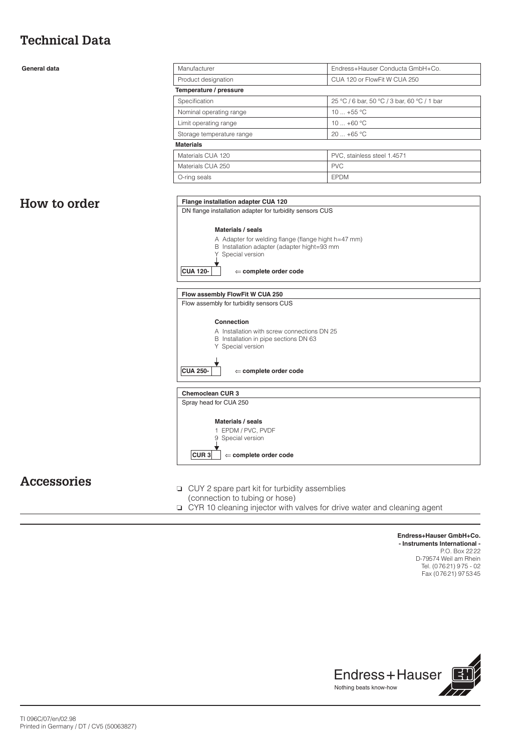# Technical Data

**General data**

| | |
|---|---|
| Manufacturer | Endress+Hauser Conducta GmbH+Co. |
| Product designation | CUA 120 or FlowFit W CUA 250 |
| **Temperature / pressure** | |
| Specification | 25 °C / 6 bar, 50 °C / 3 bar, 60 °C / 1 bar |
| Nominal operating range | 10 ... +55 °C |
| Limit operating range | 10 ... +60 °C |
| Storage temperature range | 20 ... +65 °C |
| **Materials** | |
| Materials CUA 120 | PVC, stainless steel 1.4571 |
| Materials CUA 250 | PVC |
| O-ring seals | EPDM |

# How to order

**Flange installation adapter CUA 120**

DN flange installation adapter for turbidity sensors CUS

**Materials / seals**

A Adapter for welding flange (flange hight h=47 mm)
B Installation adapter (adapter hight=93 mm
Y Special version

**CUA 120-** ⇐ **complete order code**

**Flow assembly FlowFit W CUA 250**

Flow assembly for turbidity sensors CUS

**Connection**

A Installation with screw connections DN 25
B Installation in pipe sections DN 63
Y Special version

**CUA 250-** ⇐ **complete order code**

**Chemoclean CUR 3**

Spray head for CUA 250

**Materials / seals**

1 EPDM / PVC, PVDF
9 Special version

**CUR 3** ⇐ **complete order code**

# Accessories

- CUY 2 spare part kit for turbidity assemblies (connection to tubing or hose)
- CYR 10 cleaning injector with valves for drive water and cleaning agent

**Endress+Hauser GmbH+Co.**
**- Instruments International -**
P.O. Box 2222
D-79574 Weil am Rhein
Tel. (07621) 975 - 02
Fax (07621) 975345

Endress+Hauser
Nothing beats know-how

TI 096C/07/en/02.98
Printed in Germany / DT / CV5 (50063827)